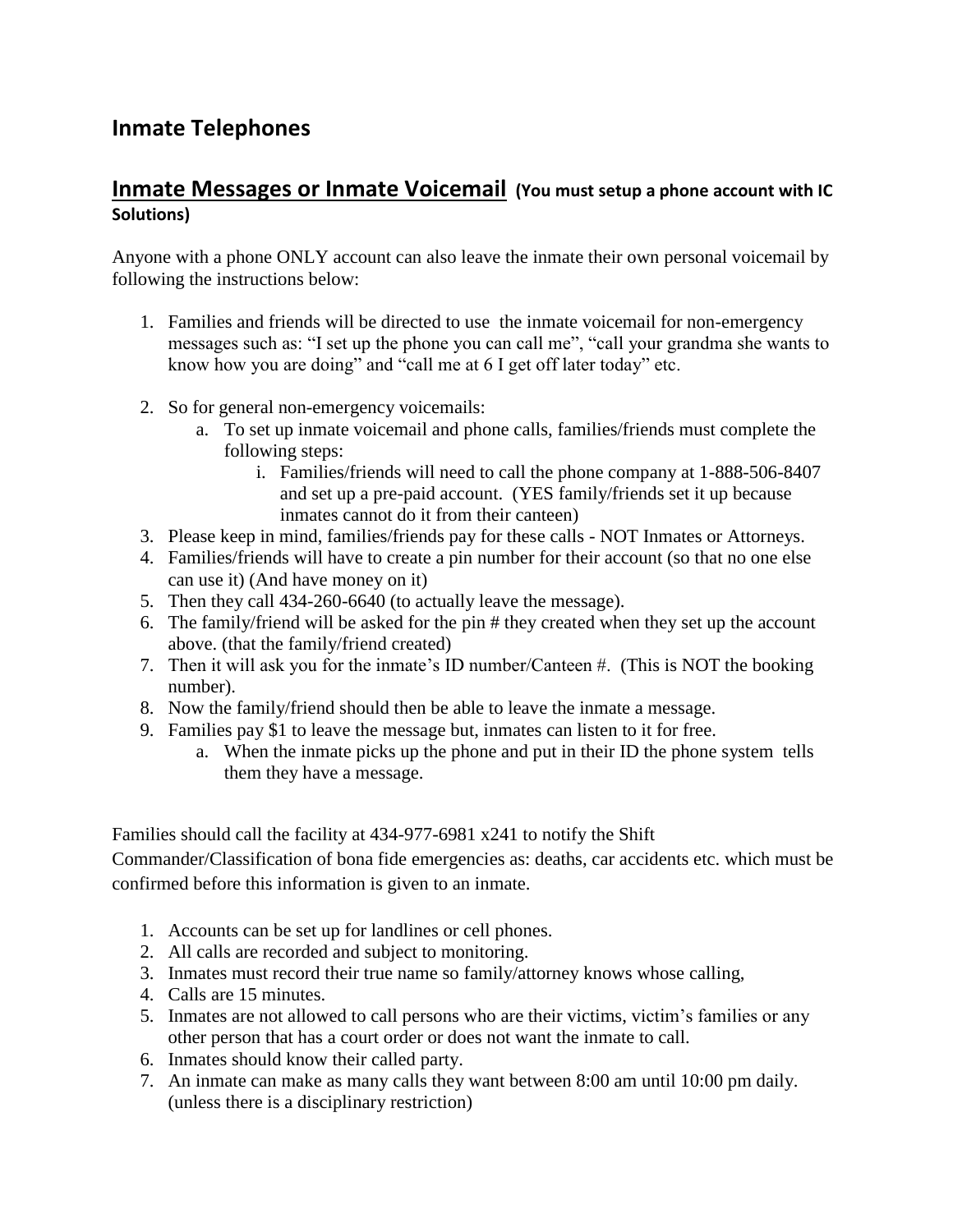## Inmate Telephones

## Inmate Messages or Inmate Voicemail **(You must setup a phone account with IC Solutions)**

Anyone with a phone ONLY account can also leave the inmate their own personal voicemail by following the instructions below:

1. Families and friends will be directed to use the inmate voicemail for non-emergency messages such as: "I set up the phone you can call me", "call your grandma she wants to know how you are doing" and "call me at 6 I get off later today" etc.

2. So for general non-emergency voicemails:
    a. To set up inmate voicemail and phone calls, families/friends must complete the following steps:
        i. Families/friends will need to call the phone company at 1-888-506-8407 and set up a pre-paid account. (YES family/friends set it up because inmates cannot do it from their canteen)
3. Please keep in mind, families/friends pay for these calls - NOT Inmates or Attorneys.
4. Families/friends will have to create a pin number for their account (so that no one else can use it) (And have money on it)
5. Then they call 434-260-6640 (to actually leave the message).
6. The family/friend will be asked for the pin # they created when they set up the account above. (that the family/friend created)
7. Then it will ask you for the inmate's ID number/Canteen #. (This is NOT the booking number).
8. Now the family/friend should then be able to leave the inmate a message.
9. Families pay $1 to leave the message but, inmates can listen to it for free.
    a. When the inmate picks up the phone and put in their ID the phone system tells them they have a message.

Families should call the facility at 434-977-6981 x241 to notify the Shift Commander/Classification of bona fide emergencies as: deaths, car accidents etc. which must be confirmed before this information is given to an inmate.

1. Accounts can be set up for landlines or cell phones.
2. All calls are recorded and subject to monitoring.
3. Inmates must record their true name so family/attorney knows whose calling,
4. Calls are 15 minutes.
5. Inmates are not allowed to call persons who are their victims, victim's families or any other person that has a court order or does not want the inmate to call.
6. Inmates should know their called party.
7. An inmate can make as many calls they want between 8:00 am until 10:00 pm daily. (unless there is a disciplinary restriction)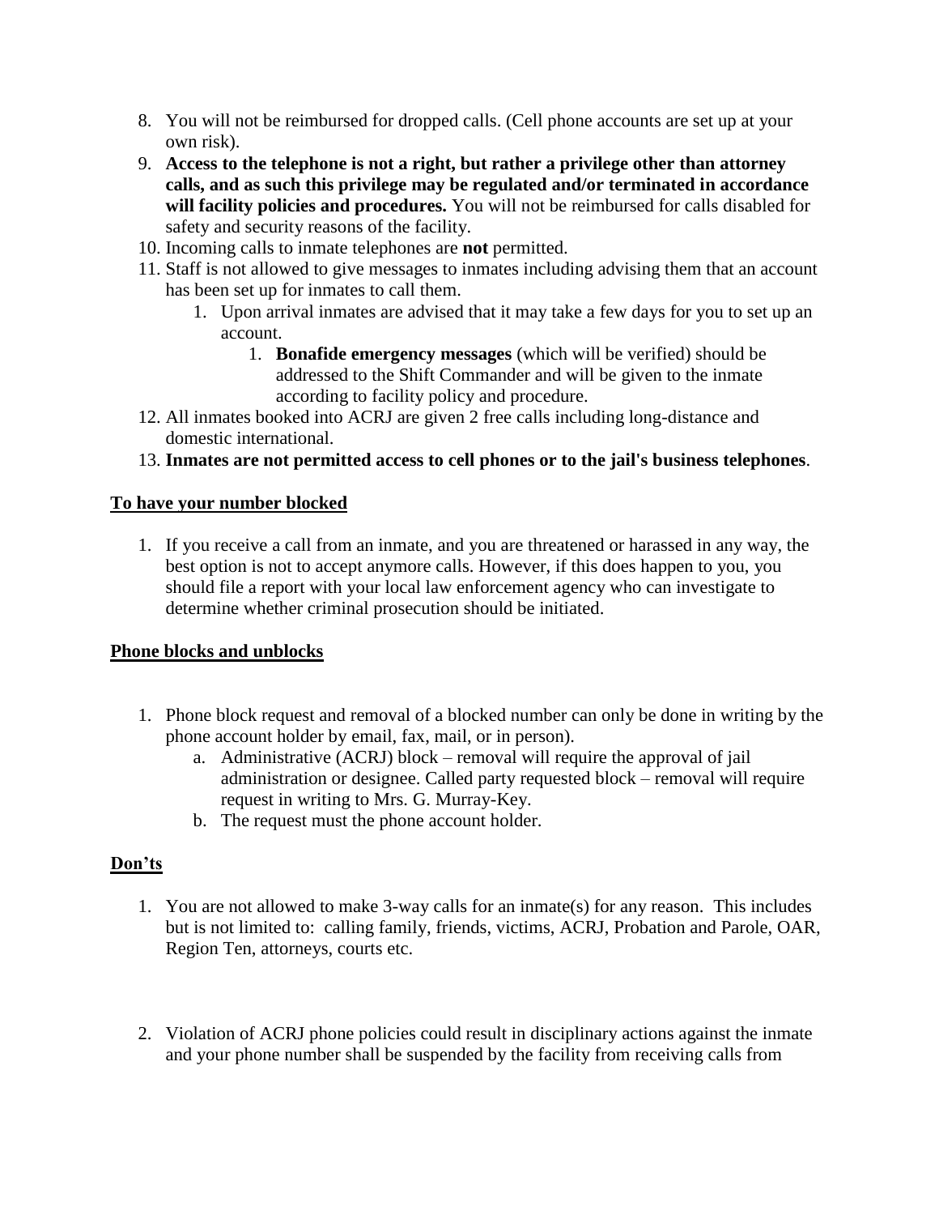8. You will not be reimbursed for dropped calls. (Cell phone accounts are set up at your own risk).
9. **Access to the telephone is not a right, but rather a privilege other than attorney calls, and as such this privilege may be regulated and/or terminated in accordance will facility policies and procedures.** You will not be reimbursed for calls disabled for safety and security reasons of the facility.
10. Incoming calls to inmate telephones are **not** permitted.
11. Staff is not allowed to give messages to inmates including advising them that an account has been set up for inmates to call them.
    1. Upon arrival inmates are advised that it may take a few days for you to set up an account.
        1. **Bonafide emergency messages** (which will be verified) should be addressed to the Shift Commander and will be given to the inmate according to facility policy and procedure.
12. All inmates booked into ACRJ are given 2 free calls including long-distance and domestic international.
13. **Inmates are not permitted access to cell phones or to the jail's business telephones**.

**To have your number blocked**

1. If you receive a call from an inmate, and you are threatened or harassed in any way, the best option is not to accept anymore calls. However, if this does happen to you, you should file a report with your local law enforcement agency who can investigate to determine whether criminal prosecution should be initiated.

**Phone blocks and unblocks**

1. Phone block request and removal of a blocked number can only be done in writing by the phone account holder by email, fax, mail, or in person).
    a. Administrative (ACRJ) block – removal will require the approval of jail administration or designee. Called party requested block – removal will require request in writing to Mrs. G. Murray-Key.
    b. The request must the phone account holder.

**Don'ts**

1. You are not allowed to make 3-way calls for an inmate(s) for any reason. This includes but is not limited to: calling family, friends, victims, ACRJ, Probation and Parole, OAR, Region Ten, attorneys, courts etc.

2. Violation of ACRJ phone policies could result in disciplinary actions against the inmate and your phone number shall be suspended by the facility from receiving calls from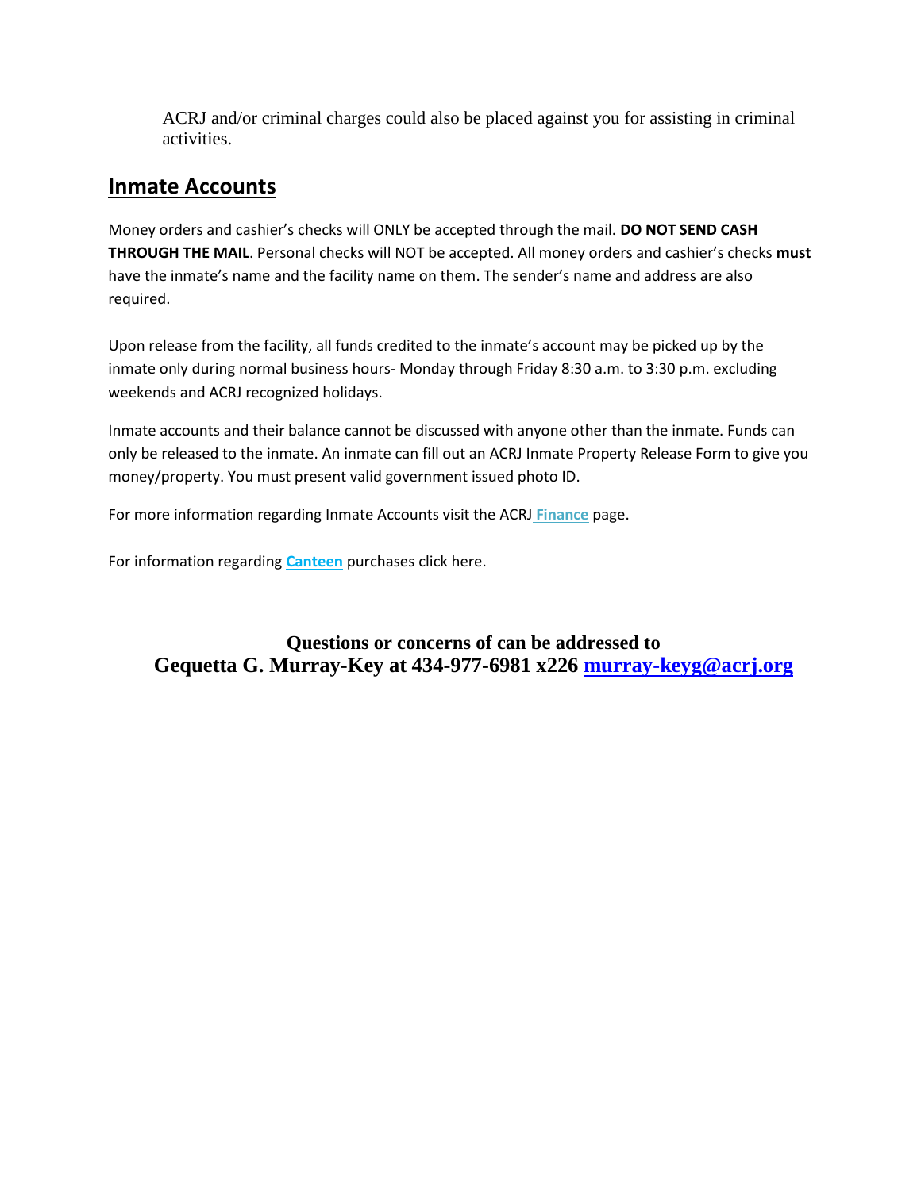ACRJ and/or criminal charges could also be placed against you for assisting in criminal activities.

## Inmate Accounts

Money orders and cashier's checks will ONLY be accepted through the mail. **DO NOT SEND CASH THROUGH THE MAIL**. Personal checks will NOT be accepted. All money orders and cashier's checks **must** have the inmate's name and the facility name on them. The sender's name and address are also required.

Upon release from the facility, all funds credited to the inmate's account may be picked up by the inmate only during normal business hours- Monday through Friday 8:30 a.m. to 3:30 p.m. excluding weekends and ACRJ recognized holidays.

Inmate accounts and their balance cannot be discussed with anyone other than the inmate. Funds can only be released to the inmate. An inmate can fill out an ACRJ Inmate Property Release Form to give you money/property. You must present valid government issued photo ID.

For more information regarding Inmate Accounts visit the ACRJ **Finance** page.

For information regarding **Canteen** purchases click here.

**Questions or concerns of can be addressed to**
**Gequetta G. Murray-Key at 434-977-6981 x226 murray-keyg@acrj.org**